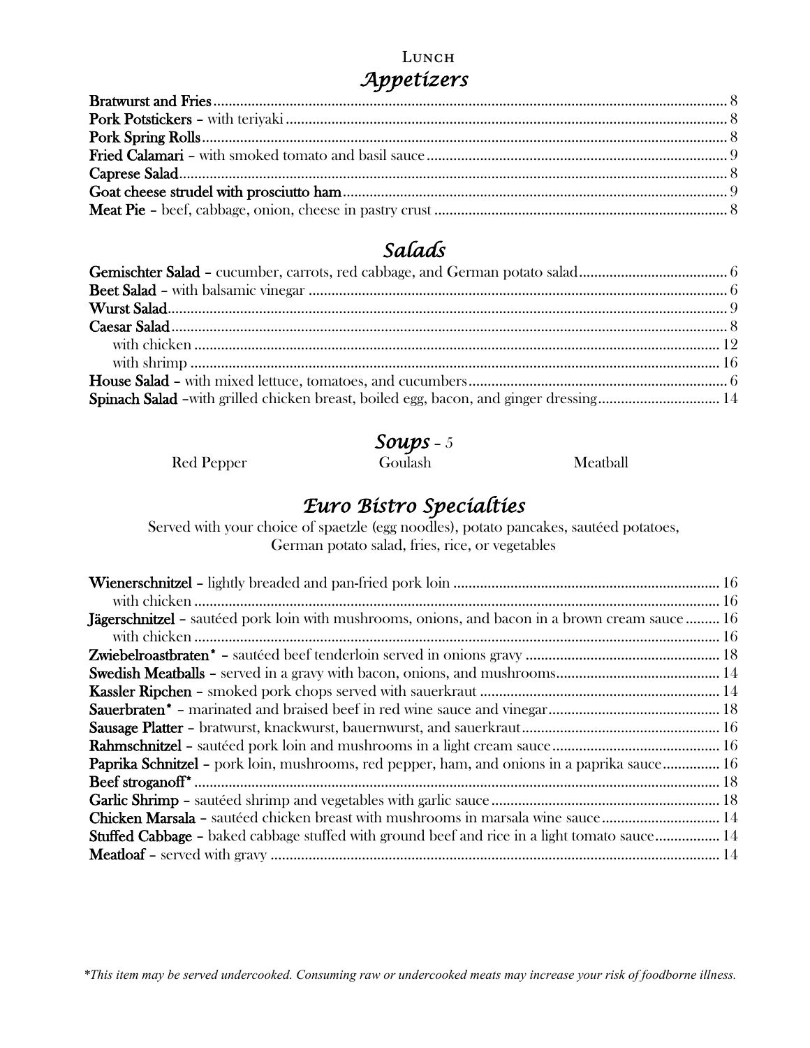# Lunch

## *Appetizers*

**Bratwurst and Fries** ........ 8
**Pork Potstickers** – with teriyaki ........ 8
**Pork Spring Rolls** ........ 8
**Fried Calamari** – with smoked tomato and basil sauce ........ 9
**Caprese Salad** ........ 8
**Goat cheese strudel with prosciutto ham** ........ 9
**Meat Pie** – beef, cabbage, onion, cheese in pastry crust ........ 8

## *Salads*

**Gemischter Salad** – cucumber, carrots, red cabbage, and German potato salad ........ 6
**Beet Salad** – with balsamic vinegar ........ 6
**Wurst Salad** ........ 9
**Caesar Salad** ........ 8
  with chicken ........ 12
  with shrimp ........ 16
**House Salad** – with mixed lettuce, tomatoes, and cucumbers ........ 6
**Spinach Salad** –with grilled chicken breast, boiled egg, bacon, and ginger dressing ........ 14

## *Soups* – 5

Red Pepper  Goulash  Meatball

## *Euro Bistro Specialties*

Served with your choice of spaetzle (egg noodles), potato pancakes, sautéed potatoes, German potato salad, fries, rice, or vegetables

**Wienerschnitzel** – lightly breaded and pan-fried pork loin ........ 16
  with chicken ........ 16
**Jägerschnitzel** – sautéed pork loin with mushrooms, onions, and bacon in a brown cream sauce ........ 16
  with chicken ........ 16
**Zwiebelroastbraten*** – sautéed beef tenderloin served in onions gravy ........ 18
**Swedish Meatballs** – served in a gravy with bacon, onions, and mushrooms ........ 14
**Kassler Ripchen** – smoked pork chops served with sauerkraut ........ 14
**Sauerbraten*** – marinated and braised beef in red wine sauce and vinegar ........ 18
**Sausage Platter** – bratwurst, knackwurst, bauernwurst, and sauerkraut ........ 16
**Rahmschnitzel** – sautéed pork loin and mushrooms in a light cream sauce ........ 16
**Paprika Schnitzel** – pork loin, mushrooms, red pepper, ham, and onions in a paprika sauce ........ 16
**Beef stroganoff*** ........ 18
**Garlic Shrimp** – sautéed shrimp and vegetables with garlic sauce ........ 18
**Chicken Marsala** – sautéed chicken breast with mushrooms in marsala wine sauce ........ 14
**Stuffed Cabbage** – baked cabbage stuffed with ground beef and rice in a light tomato sauce ........ 14
**Meatloaf** – served with gravy ........ 14

**This item may be served undercooked. Consuming raw or undercooked meats may increase your risk of foodborne illness.*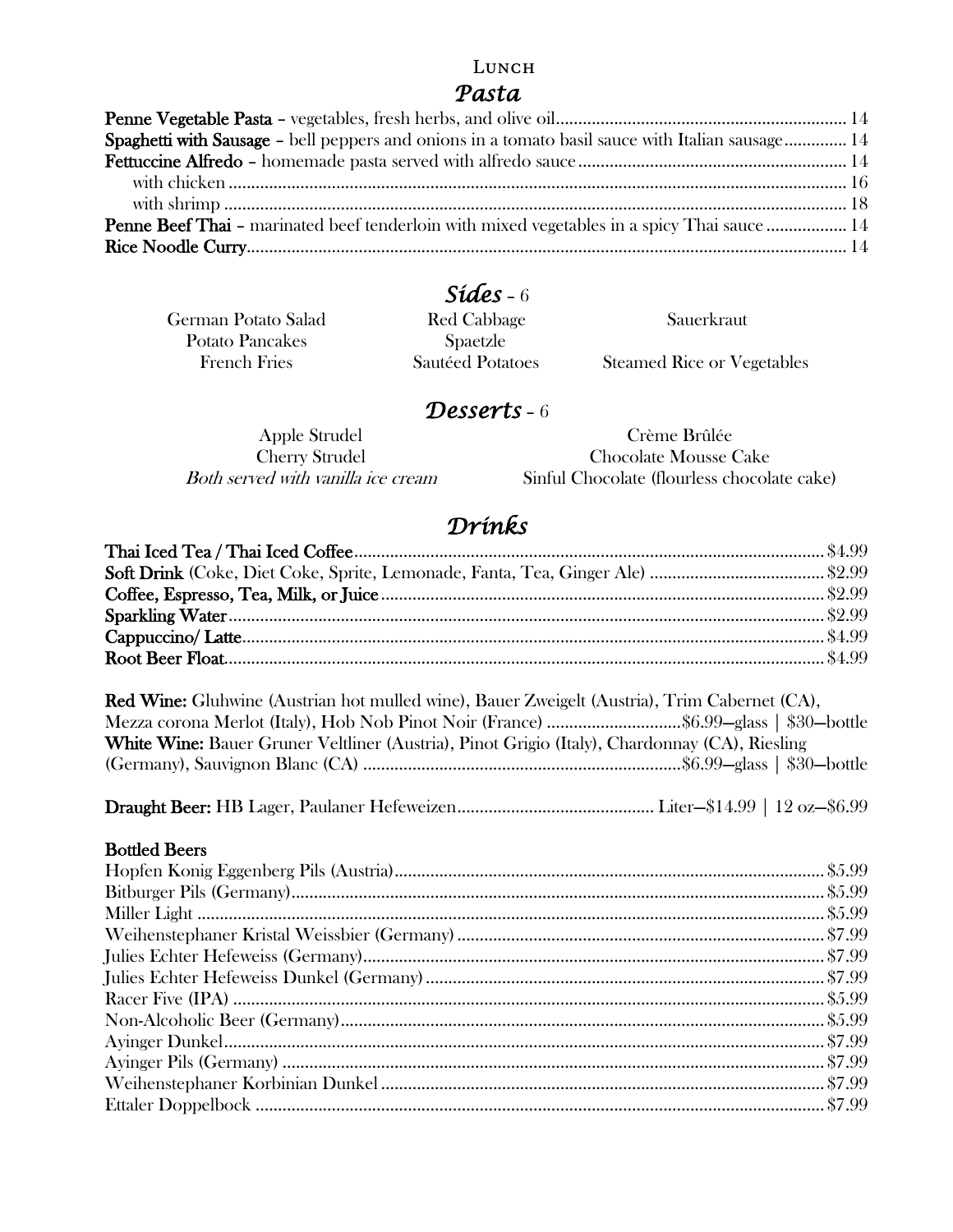LUNCH

## *Pasta*

**Penne Vegetable Pasta** – vegetables, fresh herbs, and olive oil ........ 14
**Spaghetti with Sausage** – bell peppers and onions in a tomato basil sauce with Italian sausage ........ 14
**Fettuccine Alfredo** – homemade pasta served with alfredo sauce ........ 14
with chicken ........ 16
with shrimp ........ 18
**Penne Beef Thai** – marinated beef tenderloin with mixed vegetables in a spicy Thai sauce ........ 14
**Rice Noodle Curry** ........ 14

## *Sides* – 6

German Potato Salad
Potato Pancakes
French Fries
Red Cabbage
Spaetzle
Sautéed Potatoes
Sauerkraut
Steamed Rice or Vegetables

## *Desserts* – 6

Apple Strudel
Cherry Strudel
*Both served with vanilla ice cream*
Crème Brûlée
Chocolate Mousse Cake
Sinful Chocolate (flourless chocolate cake)

## *Drinks*

**Thai Iced Tea / Thai Iced Coffee** ........ $4.99
**Soft Drink** (Coke, Diet Coke, Sprite, Lemonade, Fanta, Tea, Ginger Ale) ........ $2.99
**Coffee, Espresso, Tea, Milk, or Juice** ........ $2.99
**Sparkling Water** ........ $2.99
**Cappuccino/ Latte** ........ $4.99
**Root Beer Float** ........ $4.99

**Red Wine:** Gluhwine (Austrian hot mulled wine), Bauer Zweigelt (Austria), Trim Cabernet (CA), Mezza corona Merlot (Italy), Hob Nob Pinot Noir (France) ........ $6.99—glass | $30—bottle
**White Wine:** Bauer Gruner Veltliner (Austria), Pinot Grigio (Italy), Chardonnay (CA), Riesling (Germany), Sauvignon Blanc (CA) ........ $6.99—glass | $30—bottle

**Draught Beer:** HB Lager, Paulaner Hefeweizen ........ Liter—$14.99 | 12 oz—$6.99

**Bottled Beers**

Hopfen Konig Eggenberg Pils (Austria) ........ $5.99
Bitburger Pils (Germany) ........ $5.99
Miller Light ........ $5.99
Weihenstephaner Kristal Weissbier (Germany) ........ $7.99
Julies Echter Hefeweiss (Germany) ........ $7.99
Julies Echter Hefeweiss Dunkel (Germany) ........ $7.99
Racer Five (IPA) ........ $5.99
Non-Alcoholic Beer (Germany) ........ $5.99
Ayinger Dunkel ........ $7.99
Ayinger Pils (Germany) ........ $7.99
Weihenstephaner Korbinian Dunkel ........ $7.99
Ettaler Doppelbock ........ $7.99